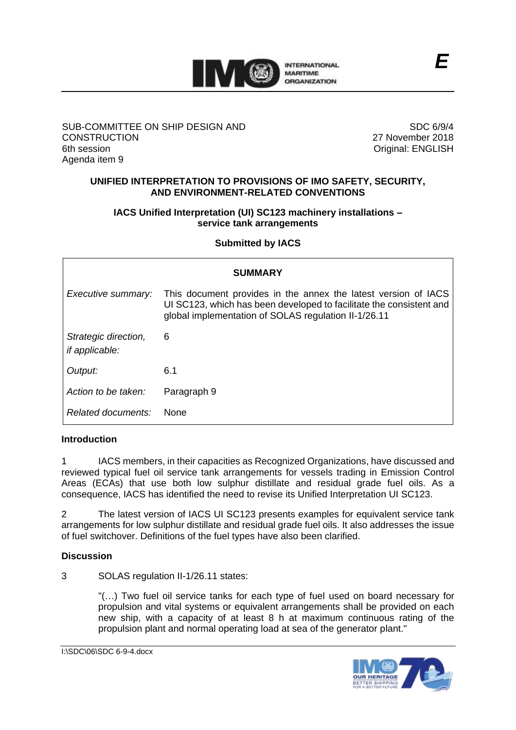E

SUB-COMMITTEE ON SHIP DESIGN AND CONSTRUCTION
6th session
Agenda item 9

SDC 6/9/4
27 November 2018
Original: ENGLISH

**UNIFIED INTERPRETATION TO PROVISIONS OF IMO SAFETY, SECURITY, AND ENVIRONMENT-RELATED CONVENTIONS**

**IACS Unified Interpretation (UI) SC123 machinery installations – service tank arrangements**

**Submitted by IACS**

| **SUMMARY** | |
|---|---|
| *Executive summary:* | This document provides in the annex the latest version of IACS UI SC123, which has been developed to facilitate the consistent and global implementation of SOLAS regulation II-1/26.11 |
| *Strategic direction, if applicable:* | 6 |
| *Output:* | 6.1 |
| *Action to be taken:* | Paragraph 9 |
| *Related documents:* | None |

**Introduction**

1 IACS members, in their capacities as Recognized Organizations, have discussed and reviewed typical fuel oil service tank arrangements for vessels trading in Emission Control Areas (ECAs) that use both low sulphur distillate and residual grade fuel oils. As a consequence, IACS has identified the need to revise its Unified Interpretation UI SC123.

2 The latest version of IACS UI SC123 presents examples for equivalent service tank arrangements for low sulphur distillate and residual grade fuel oils. It also addresses the issue of fuel switchover. Definitions of the fuel types have also been clarified.

**Discussion**

3 SOLAS regulation II-1/26.11 states:

> "(…) Two fuel oil service tanks for each type of fuel used on board necessary for propulsion and vital systems or equivalent arrangements shall be provided on each new ship, with a capacity of at least 8 h at maximum continuous rating of the propulsion plant and normal operating load at sea of the generator plant."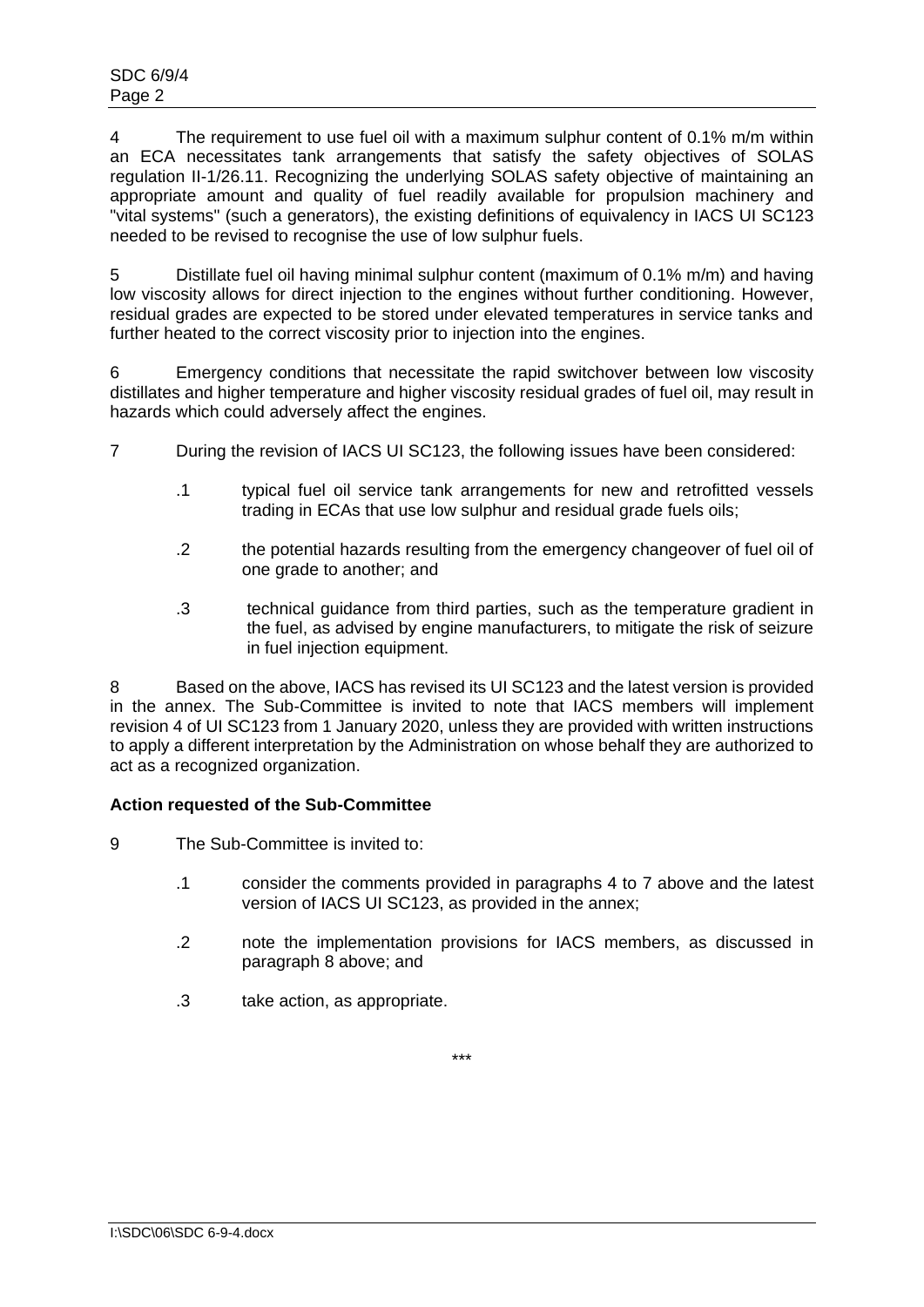4 The requirement to use fuel oil with a maximum sulphur content of 0.1% m/m within an ECA necessitates tank arrangements that satisfy the safety objectives of SOLAS regulation II-1/26.11. Recognizing the underlying SOLAS safety objective of maintaining an appropriate amount and quality of fuel readily available for propulsion machinery and "vital systems" (such a generators), the existing definitions of equivalency in IACS UI SC123 needed to be revised to recognise the use of low sulphur fuels.

5 Distillate fuel oil having minimal sulphur content (maximum of 0.1% m/m) and having low viscosity allows for direct injection to the engines without further conditioning. However, residual grades are expected to be stored under elevated temperatures in service tanks and further heated to the correct viscosity prior to injection into the engines.

6 Emergency conditions that necessitate the rapid switchover between low viscosity distillates and higher temperature and higher viscosity residual grades of fuel oil, may result in hazards which could adversely affect the engines.

7 During the revision of IACS UI SC123, the following issues have been considered:

.1 typical fuel oil service tank arrangements for new and retrofitted vessels trading in ECAs that use low sulphur and residual grade fuels oils;

.2 the potential hazards resulting from the emergency changeover of fuel oil of one grade to another; and

.3 technical guidance from third parties, such as the temperature gradient in the fuel, as advised by engine manufacturers, to mitigate the risk of seizure in fuel injection equipment.

8 Based on the above, IACS has revised its UI SC123 and the latest version is provided in the annex. The Sub-Committee is invited to note that IACS members will implement revision 4 of UI SC123 from 1 January 2020, unless they are provided with written instructions to apply a different interpretation by the Administration on whose behalf they are authorized to act as a recognized organization.

**Action requested of the Sub-Committee**

9 The Sub-Committee is invited to:

.1 consider the comments provided in paragraphs 4 to 7 above and the latest version of IACS UI SC123, as provided in the annex;

.2 note the implementation provisions for IACS members, as discussed in paragraph 8 above; and

.3 take action, as appropriate.

\*\*\*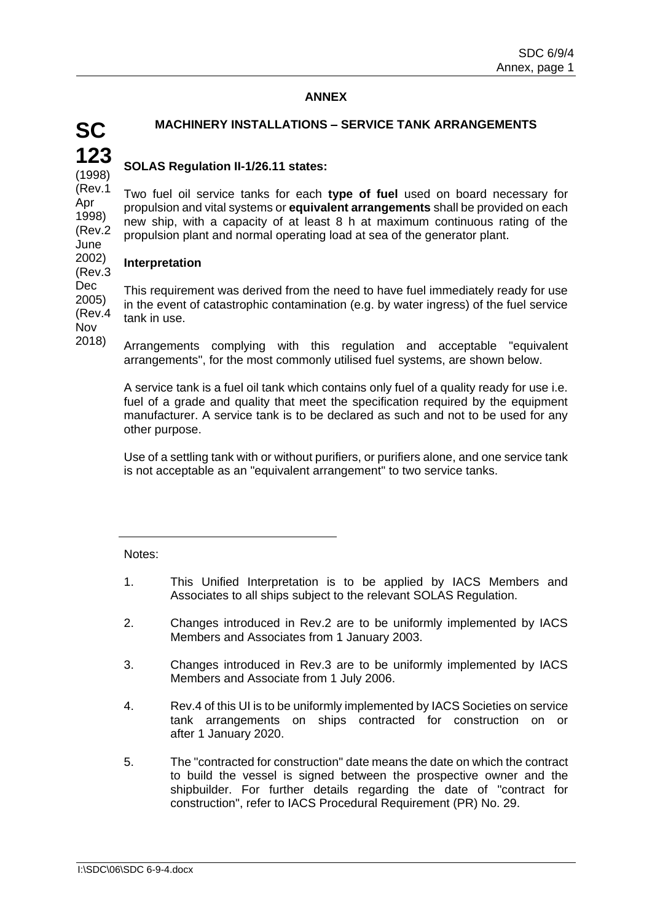# ANNEX

**SC 123**
(1998)
(Rev.1 Apr 1998)
(Rev.2 June 2002)
(Rev.3 Dec 2005)
(Rev.4 Nov 2018)

## MACHINERY INSTALLATIONS – SERVICE TANK ARRANGEMENTS

### SOLAS Regulation II-1/26.11 states:

Two fuel oil service tanks for each **type of fuel** used on board necessary for propulsion and vital systems or **equivalent arrangements** shall be provided on each new ship, with a capacity of at least 8 h at maximum continuous rating of the propulsion plant and normal operating load at sea of the generator plant.

### Interpretation

This requirement was derived from the need to have fuel immediately ready for use in the event of catastrophic contamination (e.g. by water ingress) of the fuel service tank in use.

Arrangements complying with this regulation and acceptable "equivalent arrangements", for the most commonly utilised fuel systems, are shown below.

A service tank is a fuel oil tank which contains only fuel of a quality ready for use i.e. fuel of a grade and quality that meet the specification required by the equipment manufacturer. A service tank is to be declared as such and not to be used for any other purpose.

Use of a settling tank with or without purifiers, or purifiers alone, and one service tank is not acceptable as an "equivalent arrangement" to two service tanks.

---

Notes:

1. This Unified Interpretation is to be applied by IACS Members and Associates to all ships subject to the relevant SOLAS Regulation.

2. Changes introduced in Rev.2 are to be uniformly implemented by IACS Members and Associates from 1 January 2003.

3. Changes introduced in Rev.3 are to be uniformly implemented by IACS Members and Associate from 1 July 2006.

4. Rev.4 of this UI is to be uniformly implemented by IACS Societies on service tank arrangements on ships contracted for construction on or after 1 January 2020.

5. The "contracted for construction" date means the date on which the contract to build the vessel is signed between the prospective owner and the shipbuilder. For further details regarding the date of "contract for construction", refer to IACS Procedural Requirement (PR) No. 29.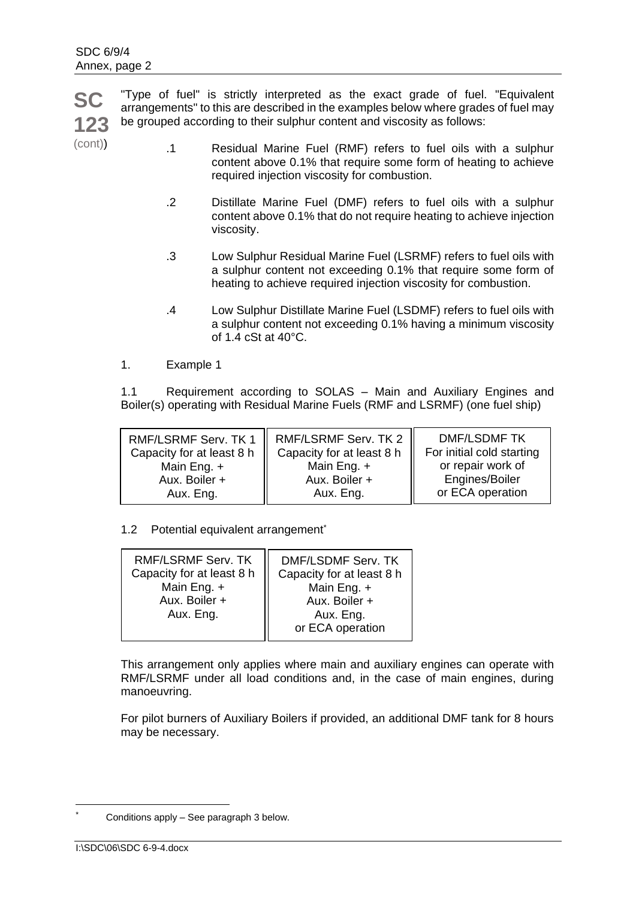**SC 123** (cont)

"Type of fuel" is strictly interpreted as the exact grade of fuel. "Equivalent arrangements" to this are described in the examples below where grades of fuel may be grouped according to their sulphur content and viscosity as follows:

.1 Residual Marine Fuel (RMF) refers to fuel oils with a sulphur content above 0.1% that require some form of heating to achieve required injection viscosity for combustion.

.2 Distillate Marine Fuel (DMF) refers to fuel oils with a sulphur content above 0.1% that do not require heating to achieve injection viscosity.

.3 Low Sulphur Residual Marine Fuel (LSRMF) refers to fuel oils with a sulphur content not exceeding 0.1% that require some form of heating to achieve required injection viscosity for combustion.

.4 Low Sulphur Distillate Marine Fuel (LSDMF) refers to fuel oils with a sulphur content not exceeding 0.1% having a minimum viscosity of 1.4 cSt at 40°C.

1. Example 1

1.1 Requirement according to SOLAS – Main and Auxiliary Engines and Boiler(s) operating with Residual Marine Fuels (RMF and LSRMF) (one fuel ship)

| RMF/LSRMF Serv. TK 1 | RMF/LSRMF Serv. TK 2 | DMF/LSDMF TK |
|---|---|---|
| Capacity for at least 8 h<br>Main Eng. +<br>Aux. Boiler +<br>Aux. Eng. | Capacity for at least 8 h<br>Main Eng. +<br>Aux. Boiler +<br>Aux. Eng. | For initial cold starting<br>or repair work of<br>Engines/Boiler<br>or ECA operation |

1.2 Potential equivalent arrangement*

| RMF/LSRMF Serv. TK | DMF/LSDMF Serv. TK |
|---|---|
| Capacity for at least 8 h<br>Main Eng. +<br>Aux. Boiler +<br>Aux. Eng. | Capacity for at least 8 h<br>Main Eng. +<br>Aux. Boiler +<br>Aux. Eng.<br>or ECA operation |

This arrangement only applies where main and auxiliary engines can operate with RMF/LSRMF under all load conditions and, in the case of main engines, during manoeuvring.

For pilot burners of Auxiliary Boilers if provided, an additional DMF tank for 8 hours may be necessary.

---

* Conditions apply – See paragraph 3 below.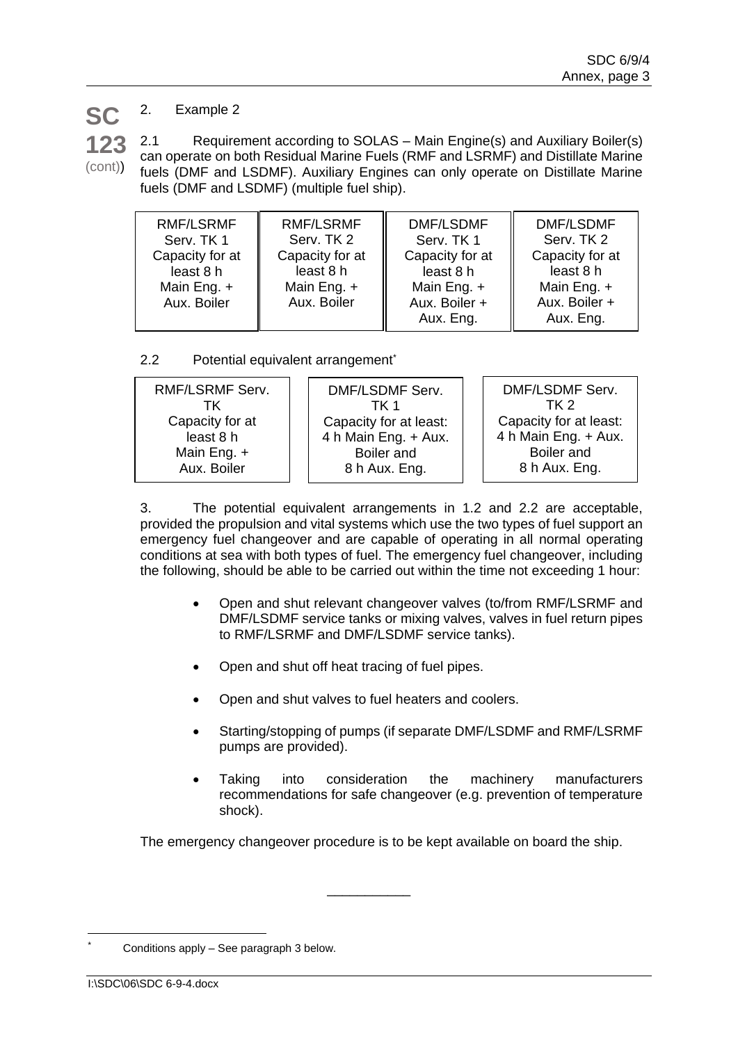**SC 123** (cont)

2. Example 2

2.1 Requirement according to SOLAS – Main Engine(s) and Auxiliary Boiler(s) can operate on both Residual Marine Fuels (RMF and LSRMF) and Distillate Marine fuels (DMF and LSDMF). Auxiliary Engines can only operate on Distillate Marine fuels (DMF and LSDMF) (multiple fuel ship).

| | | | |
|---|---|---|---|
| RMF/LSRMF Serv. TK 1 Capacity for at least 8 h Main Eng. + Aux. Boiler | RMF/LSRMF Serv. TK 2 Capacity for at least 8 h Main Eng. + Aux. Boiler | DMF/LSDMF Serv. TK 1 Capacity for at least 8 h Main Eng. + Aux. Boiler + Aux. Eng. | DMF/LSDMF Serv. TK 2 Capacity for at least 8 h Main Eng. + Aux. Boiler + Aux. Eng. |

2.2 Potential equivalent arrangement*

| | | |
|---|---|---|
| RMF/LSRMF Serv. TK Capacity for at least 8 h Main Eng. + Aux. Boiler | DMF/LSDMF Serv. TK 1 Capacity for at least: 4 h Main Eng. + Aux. Boiler and 8 h Aux. Eng. | DMF/LSDMF Serv. TK 2 Capacity for at least: 4 h Main Eng. + Aux. Boiler and 8 h Aux. Eng. |

3. The potential equivalent arrangements in 1.2 and 2.2 are acceptable, provided the propulsion and vital systems which use the two types of fuel support an emergency fuel changeover and are capable of operating in all normal operating conditions at sea with both types of fuel. The emergency fuel changeover, including the following, should be able to be carried out within the time not exceeding 1 hour:

- Open and shut relevant changeover valves (to/from RMF/LSRMF and DMF/LSDMF service tanks or mixing valves, valves in fuel return pipes to RMF/LSRMF and DMF/LSDMF service tanks).
- Open and shut off heat tracing of fuel pipes.
- Open and shut valves to fuel heaters and coolers.
- Starting/stopping of pumps (if separate DMF/LSDMF and RMF/LSRMF pumps are provided).
- Taking into consideration the machinery manufacturers recommendations for safe changeover (e.g. prevention of temperature shock).

The emergency changeover procedure is to be kept available on board the ship.

___________

* Conditions apply – See paragraph 3 below.